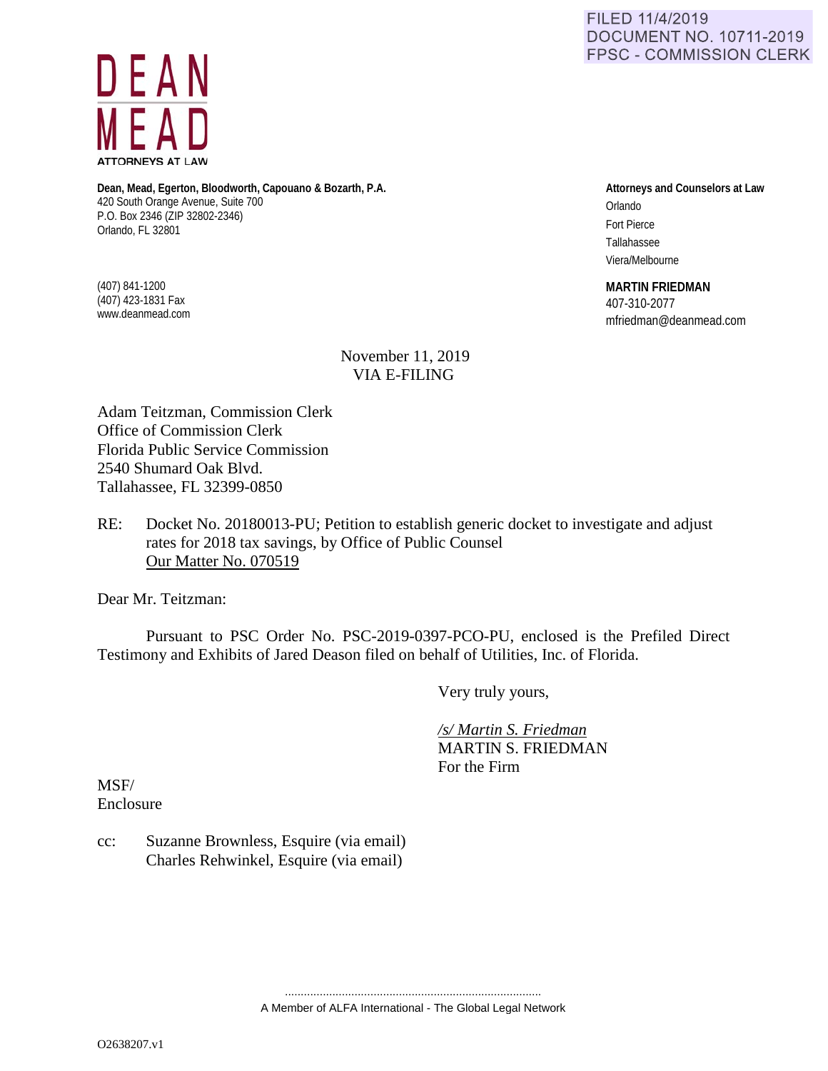FILED 11/4/2019
DOCUMENT NO. 10711-2019
FPSC - COMMISSION CLERK

**DEAN MEAD**
ATTORNEYS AT LAW

**Dean, Mead, Egerton, Bloodworth, Capouano & Bozarth, P.A.**
420 South Orange Avenue, Suite 700
P.O. Box 2346 (ZIP 32802-2346)
Orlando, FL 32801

(407) 841-1200
(407) 423-1831 Fax
www.deanmead.com

**Attorneys and Counselors at Law**
Orlando
Fort Pierce
Tallahassee
Viera/Melbourne

**MARTIN FRIEDMAN**
407-310-2077
mfriedman@deanmead.com

November 11, 2019
VIA E-FILING

Adam Teitzman, Commission Clerk
Office of Commission Clerk
Florida Public Service Commission
2540 Shumard Oak Blvd.
Tallahassee, FL 32399-0850

RE: Docket No. 20180013-PU; Petition to establish generic docket to investigate and adjust rates for 2018 tax savings, by Office of Public Counsel
Our Matter No. 070519

Dear Mr. Teitzman:

Pursuant to PSC Order No. PSC-2019-0397-PCO-PU, enclosed is the Prefiled Direct Testimony and Exhibits of Jared Deason filed on behalf of Utilities, Inc. of Florida.

Very truly yours,

*/s/ Martin S. Friedman*
MARTIN S. FRIEDMAN
For the Firm

MSF/
Enclosure

cc: Suzanne Brownless, Esquire (via email)
Charles Rehwinkel, Esquire (via email)

A Member of ALFA International - The Global Legal Network

O2638207.v1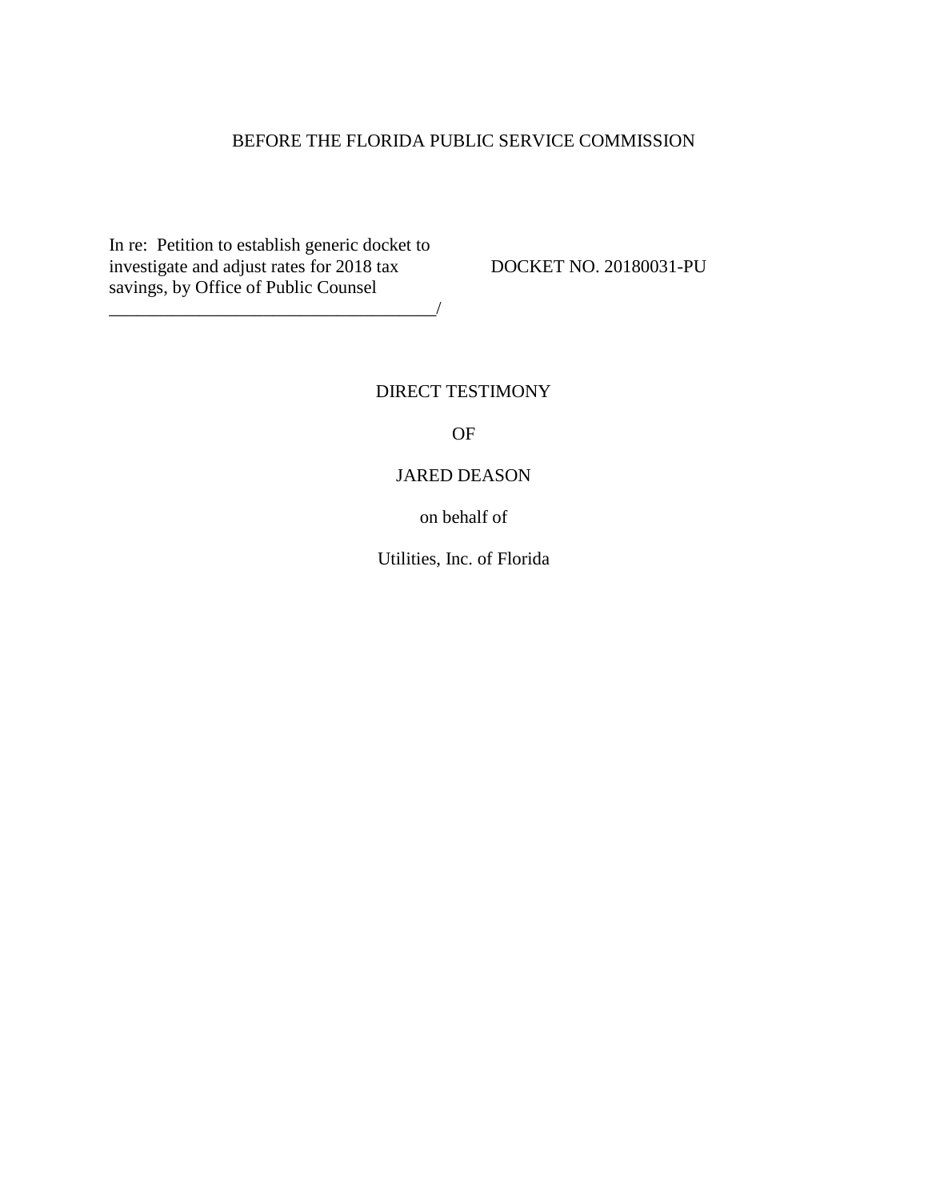BEFORE THE FLORIDA PUBLIC SERVICE COMMISSION

In re: Petition to establish generic docket to investigate and adjust rates for 2018 tax savings, by Office of Public Counsel
_____________________________________/

DOCKET NO. 20180031-PU

DIRECT TESTIMONY

OF

JARED DEASON

on behalf of

Utilities, Inc. of Florida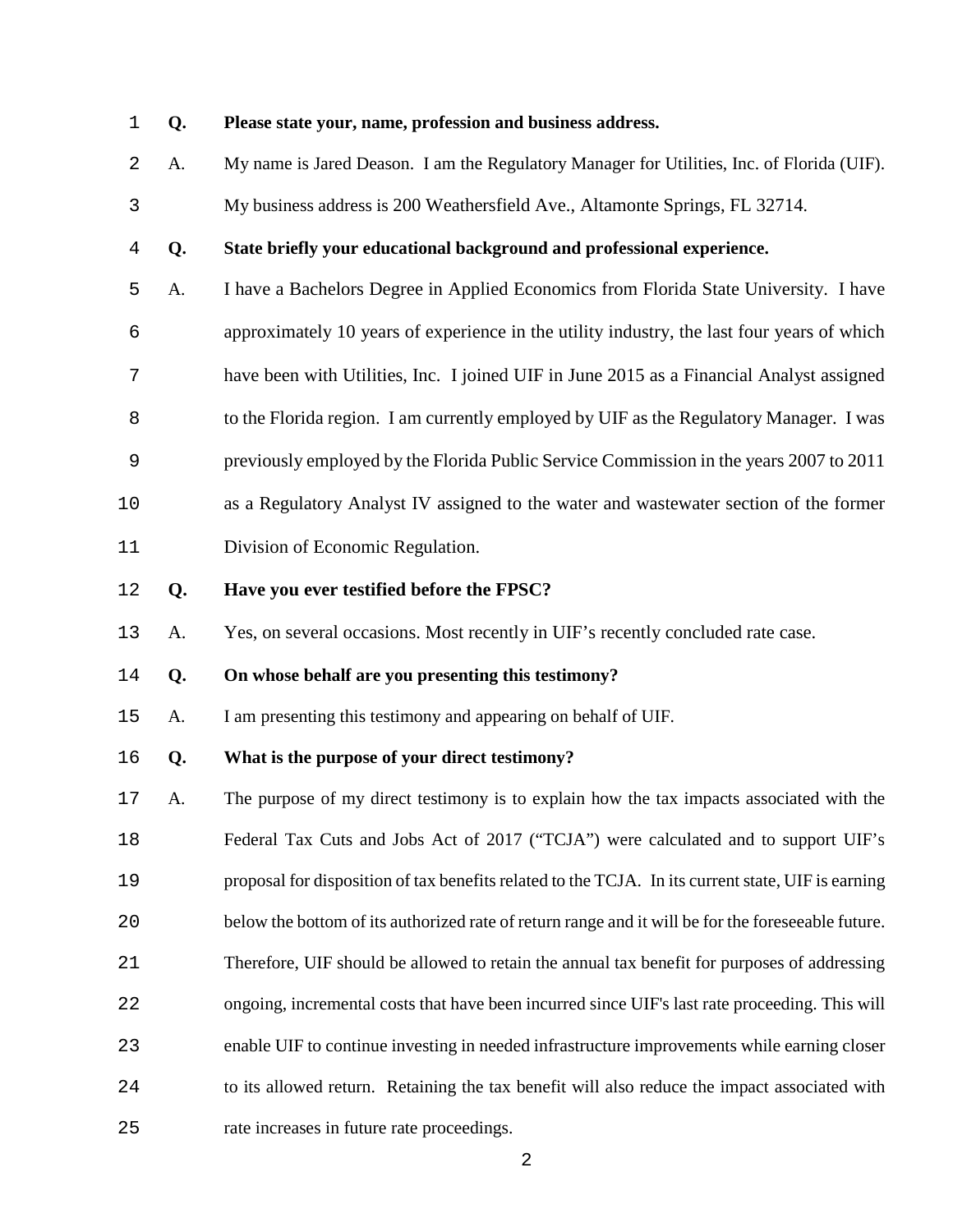**Q. Please state your, name, profession and business address.**

A. My name is Jared Deason. I am the Regulatory Manager for Utilities, Inc. of Florida (UIF). My business address is 200 Weathersfield Ave., Altamonte Springs, FL 32714.

**Q. State briefly your educational background and professional experience.**

A. I have a Bachelors Degree in Applied Economics from Florida State University. I have approximately 10 years of experience in the utility industry, the last four years of which have been with Utilities, Inc. I joined UIF in June 2015 as a Financial Analyst assigned to the Florida region. I am currently employed by UIF as the Regulatory Manager. I was previously employed by the Florida Public Service Commission in the years 2007 to 2011 as a Regulatory Analyst IV assigned to the water and wastewater section of the former Division of Economic Regulation.

**Q. Have you ever testified before the FPSC?**

A. Yes, on several occasions. Most recently in UIF's recently concluded rate case.

**Q. On whose behalf are you presenting this testimony?**

A. I am presenting this testimony and appearing on behalf of UIF.

**Q. What is the purpose of your direct testimony?**

A. The purpose of my direct testimony is to explain how the tax impacts associated with the Federal Tax Cuts and Jobs Act of 2017 ("TCJA") were calculated and to support UIF's proposal for disposition of tax benefits related to the TCJA. In its current state, UIF is earning below the bottom of its authorized rate of return range and it will be for the foreseeable future. Therefore, UIF should be allowed to retain the annual tax benefit for purposes of addressing ongoing, incremental costs that have been incurred since UIF's last rate proceeding. This will enable UIF to continue investing in needed infrastructure improvements while earning closer to its allowed return. Retaining the tax benefit will also reduce the impact associated with rate increases in future rate proceedings.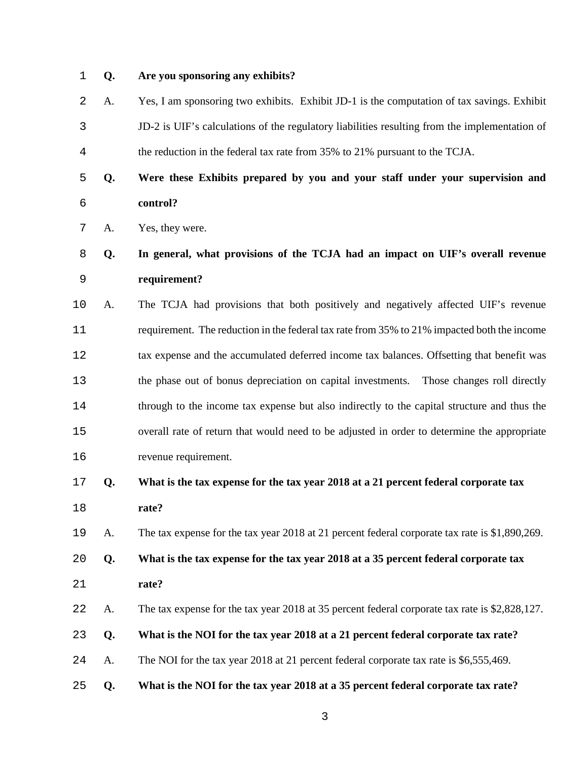**Q. Are you sponsoring any exhibits?**

A. Yes, I am sponsoring two exhibits. Exhibit JD-1 is the computation of tax savings. Exhibit JD-2 is UIF's calculations of the regulatory liabilities resulting from the implementation of the reduction in the federal tax rate from 35% to 21% pursuant to the TCJA.

**Q. Were these Exhibits prepared by you and your staff under your supervision and control?**

A. Yes, they were.

**Q. In general, what provisions of the TCJA had an impact on UIF's overall revenue requirement?**

A. The TCJA had provisions that both positively and negatively affected UIF's revenue requirement. The reduction in the federal tax rate from 35% to 21% impacted both the income tax expense and the accumulated deferred income tax balances. Offsetting that benefit was the phase out of bonus depreciation on capital investments. Those changes roll directly through to the income tax expense but also indirectly to the capital structure and thus the overall rate of return that would need to be adjusted in order to determine the appropriate revenue requirement.

**Q. What is the tax expense for the tax year 2018 at a 21 percent federal corporate tax rate?**

A. The tax expense for the tax year 2018 at 21 percent federal corporate tax rate is $1,890,269.

**Q. What is the tax expense for the tax year 2018 at a 35 percent federal corporate tax rate?**

A. The tax expense for the tax year 2018 at 35 percent federal corporate tax rate is $2,828,127.

**Q. What is the NOI for the tax year 2018 at a 21 percent federal corporate tax rate?**

A. The NOI for the tax year 2018 at 21 percent federal corporate tax rate is $6,555,469.

**Q. What is the NOI for the tax year 2018 at a 35 percent federal corporate tax rate?**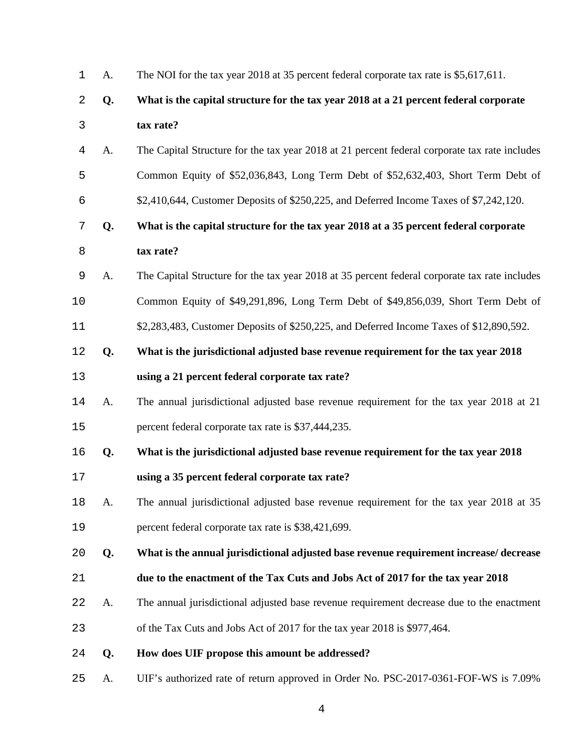A. The NOI for the tax year 2018 at 35 percent federal corporate tax rate is $5,617,611.

**Q. What is the capital structure for the tax year 2018 at a 21 percent federal corporate tax rate?**

A. The Capital Structure for the tax year 2018 at 21 percent federal corporate tax rate includes Common Equity of $52,036,843, Long Term Debt of $52,632,403, Short Term Debt of $2,410,644, Customer Deposits of $250,225, and Deferred Income Taxes of $7,242,120.

**Q. What is the capital structure for the tax year 2018 at a 35 percent federal corporate tax rate?**

A. The Capital Structure for the tax year 2018 at 35 percent federal corporate tax rate includes Common Equity of $49,291,896, Long Term Debt of $49,856,039, Short Term Debt of $2,283,483, Customer Deposits of $250,225, and Deferred Income Taxes of $12,890,592.

**Q. What is the jurisdictional adjusted base revenue requirement for the tax year 2018 using a 21 percent federal corporate tax rate?**

A. The annual jurisdictional adjusted base revenue requirement for the tax year 2018 at 21 percent federal corporate tax rate is $37,444,235.

**Q. What is the jurisdictional adjusted base revenue requirement for the tax year 2018 using a 35 percent federal corporate tax rate?**

A. The annual jurisdictional adjusted base revenue requirement for the tax year 2018 at 35 percent federal corporate tax rate is $38,421,699.

**Q. What is the annual jurisdictional adjusted base revenue requirement increase/ decrease due to the enactment of the Tax Cuts and Jobs Act of 2017 for the tax year 2018**

A. The annual jurisdictional adjusted base revenue requirement decrease due to the enactment of the Tax Cuts and Jobs Act of 2017 for the tax year 2018 is $977,464.

**Q. How does UIF propose this amount be addressed?**

A. UIF's authorized rate of return approved in Order No. PSC-2017-0361-FOF-WS is 7.09%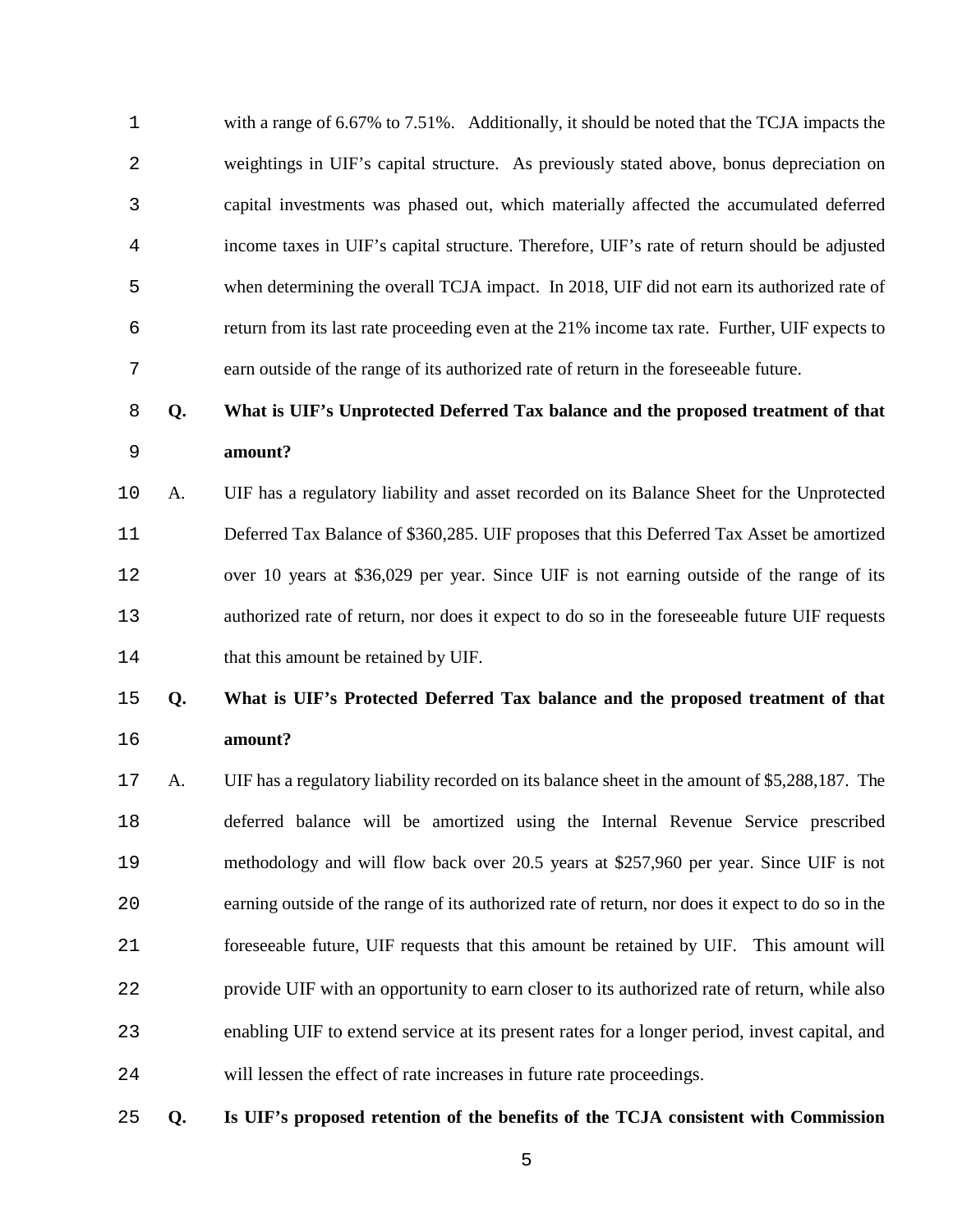with a range of 6.67% to 7.51%. Additionally, it should be noted that the TCJA impacts the weightings in UIF's capital structure. As previously stated above, bonus depreciation on capital investments was phased out, which materially affected the accumulated deferred income taxes in UIF's capital structure. Therefore, UIF's rate of return should be adjusted when determining the overall TCJA impact. In 2018, UIF did not earn its authorized rate of return from its last rate proceeding even at the 21% income tax rate. Further, UIF expects to earn outside of the range of its authorized rate of return in the foreseeable future.

**Q. What is UIF's Unprotected Deferred Tax balance and the proposed treatment of that amount?**

A. UIF has a regulatory liability and asset recorded on its Balance Sheet for the Unprotected Deferred Tax Balance of $360,285. UIF proposes that this Deferred Tax Asset be amortized over 10 years at $36,029 per year. Since UIF is not earning outside of the range of its authorized rate of return, nor does it expect to do so in the foreseeable future UIF requests that this amount be retained by UIF.

**Q. What is UIF's Protected Deferred Tax balance and the proposed treatment of that amount?**

A. UIF has a regulatory liability recorded on its balance sheet in the amount of $5,288,187. The deferred balance will be amortized using the Internal Revenue Service prescribed methodology and will flow back over 20.5 years at $257,960 per year. Since UIF is not earning outside of the range of its authorized rate of return, nor does it expect to do so in the foreseeable future, UIF requests that this amount be retained by UIF. This amount will provide UIF with an opportunity to earn closer to its authorized rate of return, while also enabling UIF to extend service at its present rates for a longer period, invest capital, and will lessen the effect of rate increases in future rate proceedings.

**Q. Is UIF's proposed retention of the benefits of the TCJA consistent with Commission**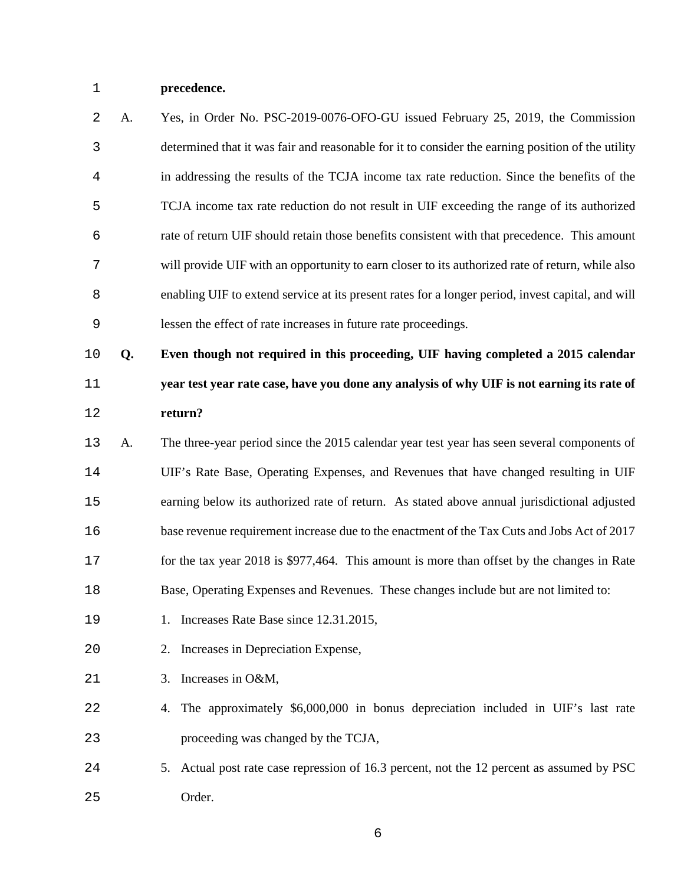**precedence.**

A. Yes, in Order No. PSC-2019-0076-OFO-GU issued February 25, 2019, the Commission determined that it was fair and reasonable for it to consider the earning position of the utility in addressing the results of the TCJA income tax rate reduction. Since the benefits of the TCJA income tax rate reduction do not result in UIF exceeding the range of its authorized rate of return UIF should retain those benefits consistent with that precedence. This amount will provide UIF with an opportunity to earn closer to its authorized rate of return, while also enabling UIF to extend service at its present rates for a longer period, invest capital, and will lessen the effect of rate increases in future rate proceedings.

**Q. Even though not required in this proceeding, UIF having completed a 2015 calendar year test year rate case, have you done any analysis of why UIF is not earning its rate of return?**

A. The three-year period since the 2015 calendar year test year has seen several components of UIF's Rate Base, Operating Expenses, and Revenues that have changed resulting in UIF earning below its authorized rate of return. As stated above annual jurisdictional adjusted base revenue requirement increase due to the enactment of the Tax Cuts and Jobs Act of 2017 for the tax year 2018 is $977,464. This amount is more than offset by the changes in Rate Base, Operating Expenses and Revenues. These changes include but are not limited to:

1. Increases Rate Base since 12.31.2015,
2. Increases in Depreciation Expense,
3. Increases in O&M,
4. The approximately $6,000,000 in bonus depreciation included in UIF's last rate proceeding was changed by the TCJA,
5. Actual post rate case repression of 16.3 percent, not the 12 percent as assumed by PSC Order.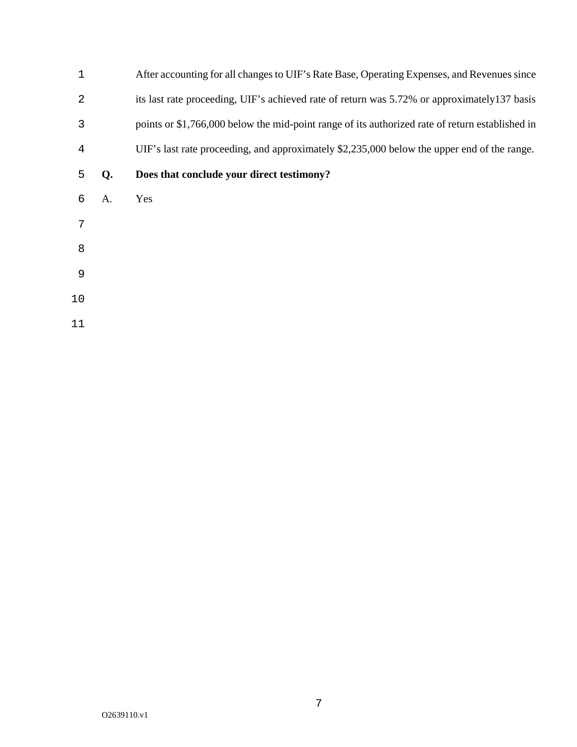After accounting for all changes to UIF's Rate Base, Operating Expenses, and Revenues since its last rate proceeding, UIF's achieved rate of return was 5.72% or approximately137 basis points or $1,766,000 below the mid-point range of its authorized rate of return established in UIF's last rate proceeding, and approximately $2,235,000 below the upper end of the range.

**Q. Does that conclude your direct testimony?**

A. Yes

O2639110.v1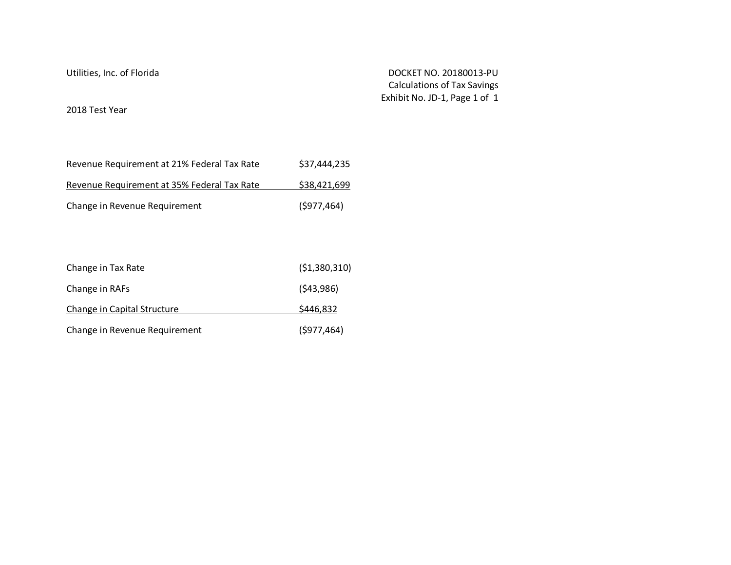Utilities, Inc. of Florida

DOCKET NO. 20180013-PU
Calculations of Tax Savings
Exhibit No. JD-1, Page 1 of 1

2018 Test Year

| | |
|---|---|
| Revenue Requirement at 21% Federal Tax Rate | $37,444,235 |
| Revenue Requirement at 35% Federal Tax Rate | $38,421,699 |
| Change in Revenue Requirement | ($977,464) |

| | |
|---|---|
| Change in Tax Rate | ($1,380,310) |
| Change in RAFs | ($43,986) |
| Change in Capital Structure | $446,832 |
| Change in Revenue Requirement | ($977,464) |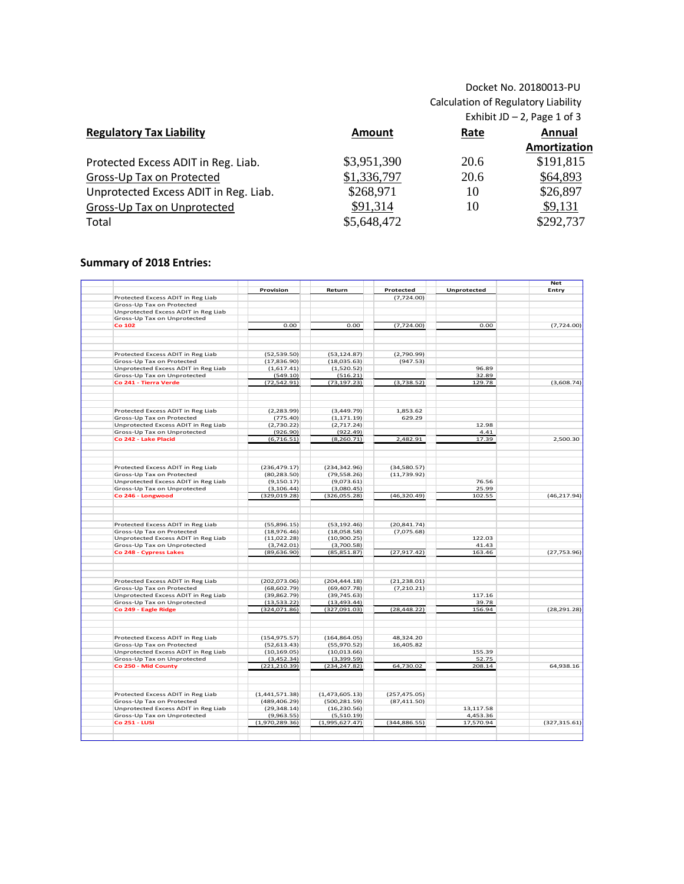Docket No. 20180013-PU
Calculation of Regulatory Liability
Exhibit JD – 2, Page 1 of 3

| Regulatory Tax Liability | Amount | Rate | Annual Amortization |
|---|---|---|---|
| Protected Excess ADIT in Reg. Liab. | $3,951,390 | 20.6 | $191,815 |
| Gross-Up Tax on Protected | $1,336,797 | 20.6 | $64,893 |
| Unprotected Excess ADIT in Reg. Liab. | $268,971 | 10 | $26,897 |
| Gross-Up Tax on Unprotected | $91,314 | 10 | $9,131 |
| Total | $5,648,472 | | $292,737 |

## Summary of 2018 Entries:

| | Provision | Return | Protected | Unprotected | Net Entry |
|---|---|---|---|---|---|
| Protected Excess ADIT in Reg Liab | | | (7,724.00) | | |
| Gross-Up Tax on Protected | | | | | |
| Unprotected Excess ADIT in Reg Liab | | | | | |
| Gross-Up Tax on Unprotected | | | | | |
| **Co 102** | 0.00 | 0.00 | (7,724.00) | 0.00 | (7,724.00) |
| | | | | | |
| Protected Excess ADIT in Reg Liab | (52,539.50) | (53,124.87) | (2,790.99) | | |
| Gross-Up Tax on Protected | (17,836.90) | (18,035.63) | (947.53) | | |
| Unprotected Excess ADIT in Reg Liab | (1,617.41) | (1,520.52) | | 96.89 | |
| Gross-Up Tax on Unprotected | (549.10) | (516.21) | | 32.89 | |
| **Co 241 - Tierra Verde** | (72,542.91) | (73,197.23) | (3,738.52) | 129.78 | (3,608.74) |
| | | | | | |
| Protected Excess ADIT in Reg Liab | (2,283.99) | (3,449.79) | 1,853.62 | | |
| Gross-Up Tax on Protected | (775.40) | (1,171.19) | 629.29 | | |
| Unprotected Excess ADIT in Reg Liab | (2,730.22) | (2,717.24) | | 12.98 | |
| Gross-Up Tax on Unprotected | (926.90) | (922.49) | | 4.41 | |
| **Co 242 - Lake Placid** | (6,716.51) | (8,260.71) | 2,482.91 | 17.39 | 2,500.30 |
| | | | | | |
| Protected Excess ADIT in Reg Liab | (236,479.17) | (234,342.96) | (34,580.57) | | |
| Gross-Up Tax on Protected | (80,283.50) | (79,558.26) | (11,739.92) | | |
| Unprotected Excess ADIT in Reg Liab | (9,150.17) | (9,073.61) | | 76.56 | |
| Gross-Up Tax on Unprotected | (3,106.44) | (3,080.45) | | 25.99 | |
| **Co 246 - Longwood** | (329,019.28) | (326,055.28) | (46,320.49) | 102.55 | (46,217.94) |
| | | | | | |
| Protected Excess ADIT in Reg Liab | (55,896.15) | (53,192.46) | (20,841.74) | | |
| Gross-Up Tax on Protected | (18,976.46) | (18,058.58) | (7,075.68) | | |
| Unprotected Excess ADIT in Reg Liab | (11,022.28) | (10,900.25) | | 122.03 | |
| Gross-Up Tax on Unprotected | (3,742.01) | (3,700.58) | | 41.43 | |
| **Co 248 - Cypress Lakes** | (89,636.90) | (85,851.87) | (27,917.42) | 163.46 | (27,753.96) |
| | | | | | |
| Protected Excess ADIT in Reg Liab | (202,073.06) | (204,444.18) | (21,238.01) | | |
| Gross-Up Tax on Protected | (68,602.79) | (69,407.78) | (7,210.21) | | |
| Unprotected Excess ADIT in Reg Liab | (39,862.79) | (39,745.63) | | 117.16 | |
| Gross-Up Tax on Unprotected | (13,533.22) | (13,493.44) | | 39.78 | |
| **Co 249 - Eagle Ridge** | (324,071.86) | (327,091.03) | (28,448.22) | 156.94 | (28,291.28) |
| | | | | | |
| Protected Excess ADIT in Reg Liab | (154,975.57) | (164,864.05) | 48,324.20 | | |
| Gross-Up Tax on Protected | (52,613.43) | (55,970.52) | 16,405.82 | | |
| Unprotected Excess ADIT in Reg Liab | (10,169.05) | (10,013.66) | | 155.39 | |
| Gross-Up Tax on Unprotected | (3,452.34) | (3,399.59) | | 52.75 | |
| **Co 250 - Mid County** | (221,210.39) | (234,247.82) | 64,730.02 | 208.14 | 64,938.16 |
| | | | | | |
| Protected Excess ADIT in Reg Liab | (1,441,571.38) | (1,473,605.13) | (257,475.05) | | |
| Gross-Up Tax on Protected | (489,406.29) | (500,281.59) | (87,411.50) | | |
| Unprotected Excess ADIT in Reg Liab | (29,348.14) | (16,230.56) | | 13,117.58 | |
| Gross-Up Tax on Unprotected | (9,963.55) | (5,510.19) | | 4,453.36 | |
| **Co 251 - LUSI** | (1,970,289.36) | (1,995,627.47) | (344,886.55) | 17,570.94 | (327,315.61) |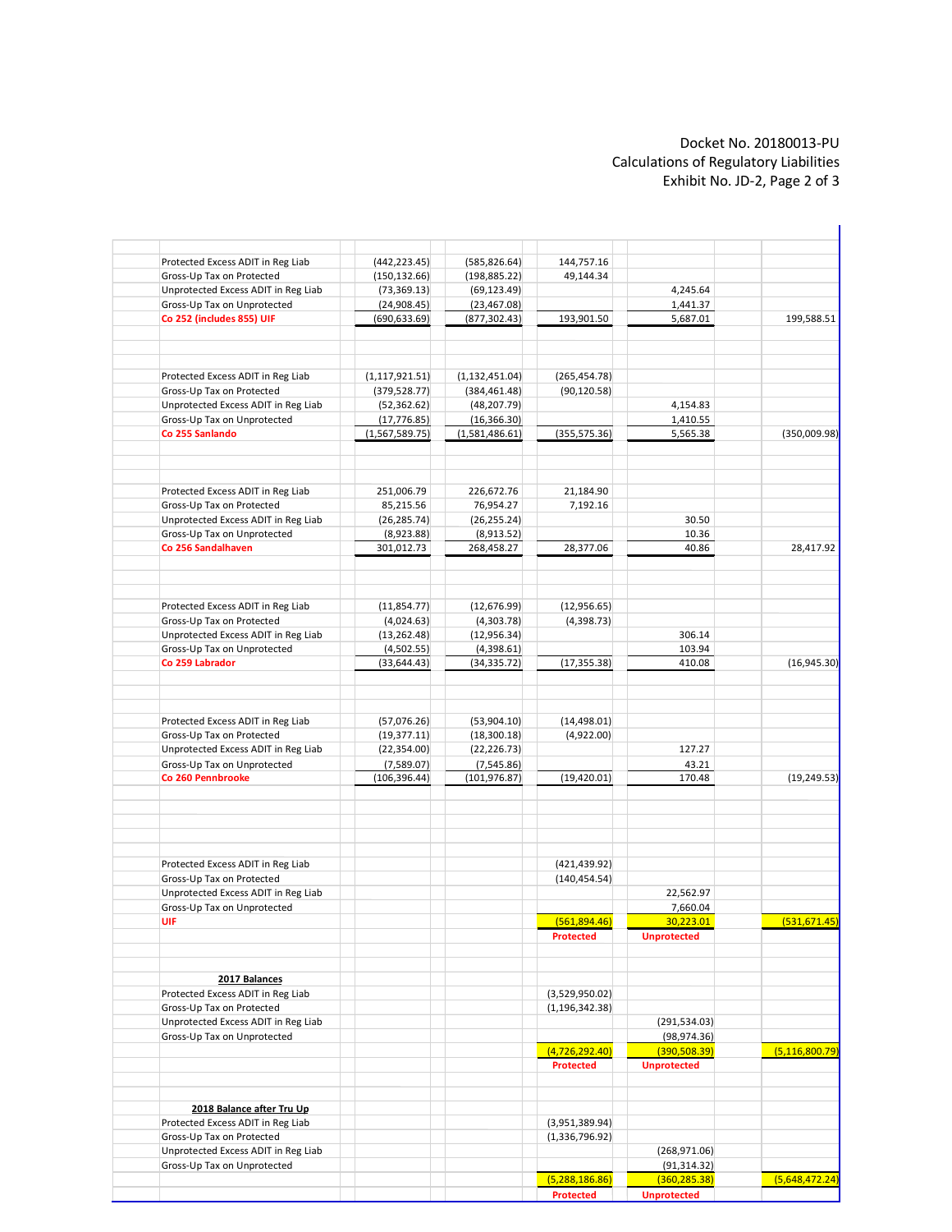Docket No. 20180013-PU
Calculations of Regulatory Liabilities
Exhibit No. JD-2, Page 2 of 3

| | | | | | |
|---|---|---|---|---|---|
| Protected Excess ADIT in Reg Liab | (442,223.45) | (585,826.64) | 144,757.16 | | |
| Gross-Up Tax on Protected | (150,132.66) | (198,885.22) | 49,144.34 | | |
| Unprotected Excess ADIT in Reg Liab | (73,369.13) | (69,123.49) | | 4,245.64 | |
| Gross-Up Tax on Unprotected | (24,908.45) | (23,467.08) | | 1,441.37 | |
| **Co 252 (includes 855) UIF** | (690,633.69) | (877,302.43) | 193,901.50 | 5,687.01 | 199,588.51 |
| | | | | | |
| Protected Excess ADIT in Reg Liab | (1,117,921.51) | (1,132,451.04) | (265,454.78) | | |
| Gross-Up Tax on Protected | (379,528.77) | (384,461.48) | (90,120.58) | | |
| Unprotected Excess ADIT in Reg Liab | (52,362.62) | (48,207.79) | | 4,154.83 | |
| Gross-Up Tax on Unprotected | (17,776.85) | (16,366.30) | | 1,410.55 | |
| **Co 255 Sanlando** | (1,567,589.75) | (1,581,486.61) | (355,575.36) | 5,565.38 | (350,009.98) |
| | | | | | |
| Protected Excess ADIT in Reg Liab | 251,006.79 | 226,672.76 | 21,184.90 | | |
| Gross-Up Tax on Protected | 85,215.56 | 76,954.27 | 7,192.16 | | |
| Unprotected Excess ADIT in Reg Liab | (26,285.74) | (26,255.24) | | 30.50 | |
| Gross-Up Tax on Unprotected | (8,923.88) | (8,913.52) | | 10.36 | |
| **Co 256 Sandalhaven** | 301,012.73 | 268,458.27 | 28,377.06 | 40.86 | 28,417.92 |
| | | | | | |
| Protected Excess ADIT in Reg Liab | (11,854.77) | (12,676.99) | (12,956.65) | | |
| Gross-Up Tax on Protected | (4,024.63) | (4,303.78) | (4,398.73) | | |
| Unprotected Excess ADIT in Reg Liab | (13,262.48) | (12,956.34) | | 306.14 | |
| Gross-Up Tax on Unprotected | (4,502.55) | (4,398.61) | | 103.94 | |
| **Co 259 Labrador** | (33,644.43) | (34,335.72) | (17,355.38) | 410.08 | (16,945.30) |
| | | | | | |
| Protected Excess ADIT in Reg Liab | (57,076.26) | (53,904.10) | (14,498.01) | | |
| Gross-Up Tax on Protected | (19,377.11) | (18,300.18) | (4,922.00) | | |
| Unprotected Excess ADIT in Reg Liab | (22,354.00) | (22,226.73) | | 127.27 | |
| Gross-Up Tax on Unprotected | (7,589.07) | (7,545.86) | | 43.21 | |
| **Co 260 Pennbrooke** | (106,396.44) | (101,976.87) | (19,420.01) | 170.48 | (19,249.53) |
| | | | | | |
| Protected Excess ADIT in Reg Liab | | | (421,439.92) | | |
| Gross-Up Tax on Protected | | | (140,454.54) | | |
| Unprotected Excess ADIT in Reg Liab | | | | 22,562.97 | |
| Gross-Up Tax on Unprotected | | | | 7,660.04 | |
| **UIF** | | | (561,894.46) | 30,223.01 | (531,671.45) |
| | | | **Protected** | **Unprotected** | |
| | | | | | |
| **2017 Balances** | | | | | |
| Protected Excess ADIT in Reg Liab | | | (3,529,950.02) | | |
| Gross-Up Tax on Protected | | | (1,196,342.38) | | |
| Unprotected Excess ADIT in Reg Liab | | | | (291,534.03) | |
| Gross-Up Tax on Unprotected | | | | (98,974.36) | |
| | | | (4,726,292.40) | (390,508.39) | (5,116,800.79) |
| | | | **Protected** | **Unprotected** | |
| | | | | | |
| **2018 Balance after Tru Up** | | | | | |
| Protected Excess ADIT in Reg Liab | | | (3,951,389.94) | | |
| Gross-Up Tax on Protected | | | (1,336,796.92) | | |
| Unprotected Excess ADIT in Reg Liab | | | | (268,971.06) | |
| Gross-Up Tax on Unprotected | | | | (91,314.32) | |
| | | | (5,288,186.86) | (360,285.38) | (5,648,472.24) |
| | | | **Protected** | **Unprotected** | |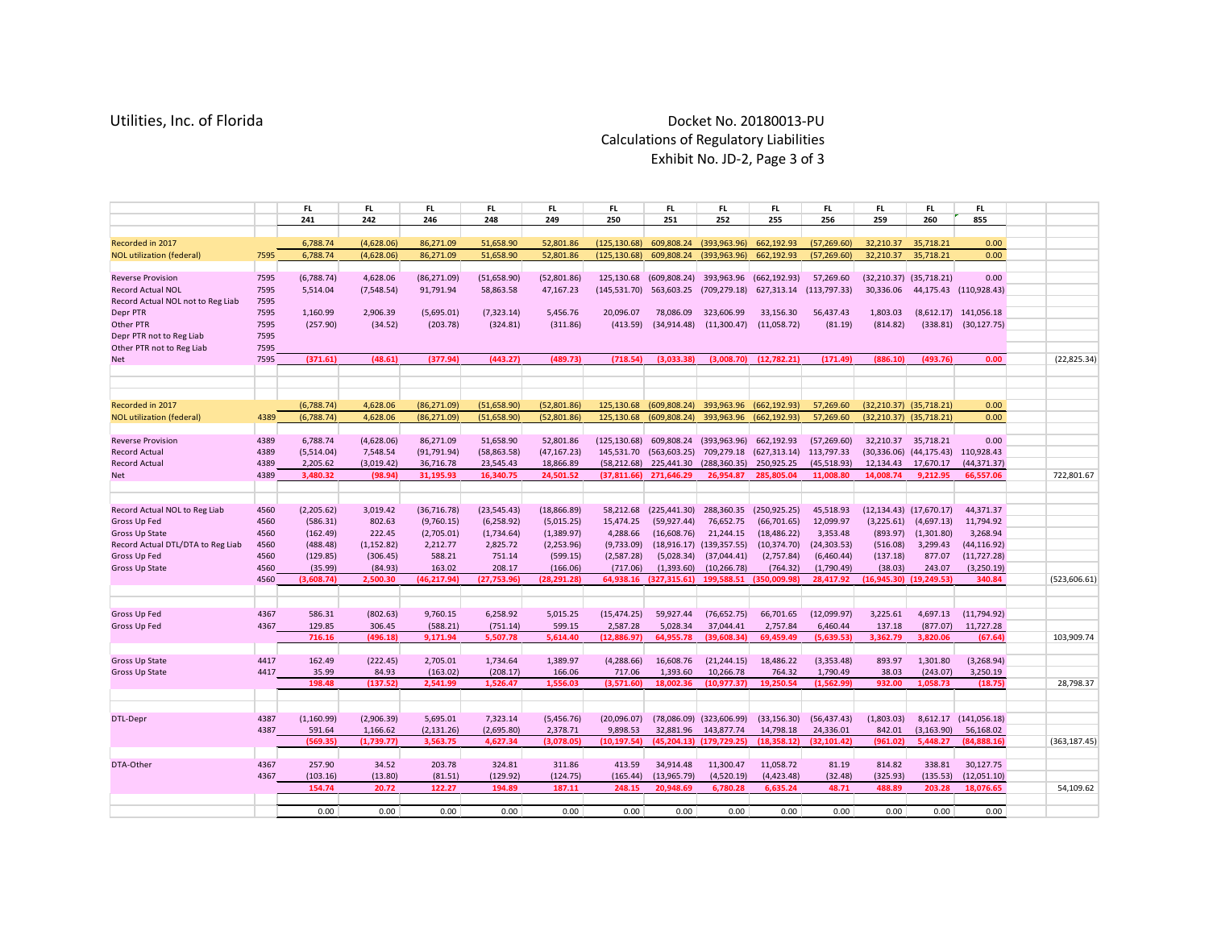Utilities, Inc. of Florida

Docket No. 20180013-PU
Calculations of Regulatory Liabilities
Exhibit No. JD-2, Page 3 of 3

| | | FL | FL | FL | FL | FL | FL | FL | FL | FL | FL | FL | FL | FL | | |
|---|---|---|---|---|---|---|---|---|---|---|---|---|---|---|---|---|
| | | 241 | 242 | 246 | 248 | 249 | 250 | 251 | 252 | 255 | 256 | 259 | 260 | 855 | | |
| Recorded in 2017 | | 6,788.74 | (4,628.06) | 86,271.09 | 51,658.90 | 52,801.86 | (125,130.68) | 609,808.24 | (393,963.96) | 662,192.93 | (57,269.60) | 32,210.37 | 35,718.21 | 0.00 | | |
| NOL utilization (federal) | 7595 | 6,788.74 | (4,628.06) | 86,271.09 | 51,658.90 | 52,801.86 | (125,130.68) | 609,808.24 | (393,963.96) | 662,192.93 | (57,269.60) | 32,210.37 | 35,718.21 | 0.00 | | |
| Reverse Provision | 7595 | (6,788.74) | 4,628.06 | (86,271.09) | (51,658.90) | (52,801.86) | 125,130.68 | (609,808.24) | 393,963.96 | (662,192.93) | 57,269.60 | (32,210.37) | (35,718.21) | 0.00 | | |
| Record Actual NOL | 7595 | 5,514.04 | (7,548.54) | 91,791.94 | 58,863.58 | 47,167.23 | (145,531.70) | 563,603.25 | (709,279.18) | 627,313.14 | (113,797.33) | 30,336.06 | 44,175.43 | (110,928.43) | | |
| Record Actual NOL not to Reg Liab | 7595 | | | | | | | | | | | | | | | |
| Depr PTR | 7595 | 1,160.99 | 2,906.39 | (5,695.01) | (7,323.14) | 5,456.76 | 20,096.07 | 78,086.09 | 323,606.99 | 33,156.30 | 56,437.43 | 1,803.03 | (8,612.17) | 141,056.18 | | |
| Other PTR | 7595 | (257.90) | (34.52) | (203.78) | (324.81) | (311.86) | (413.59) | (34,914.48) | (11,300.47) | (11,058.72) | (81.19) | (814.82) | (338.81) | (30,127.75) | | |
| Depr PTR not to Reg Liab | 7595 | | | | | | | | | | | | | | | |
| Other PTR not to Reg Liab | 7595 | | | | | | | | | | | | | | | |
| Net | 7595 | (371.61) | (48.61) | (377.94) | (443.27) | (489.73) | (718.54) | (3,033.38) | (3,008.70) | (12,782.21) | (171.49) | (886.10) | (493.76) | 0.00 | | (22,825.34) |
| Recorded in 2017 | | (6,788.74) | 4,628.06 | (86,271.09) | (51,658.90) | (52,801.86) | 125,130.68 | (609,808.24) | 393,963.96 | (662,192.93) | 57,269.60 | (32,210.37) | (35,718.21) | 0.00 | | |
| NOL utilization (federal) | 4389 | (6,788.74) | 4,628.06 | (86,271.09) | (51,658.90) | (52,801.86) | 125,130.68 | (609,808.24) | 393,963.96 | (662,192.93) | 57,269.60 | (32,210.37) | (35,718.21) | 0.00 | | |
| Reverse Provision | 4389 | 6,788.74 | (4,628.06) | 86,271.09 | 51,658.90 | 52,801.86 | (125,130.68) | 609,808.24 | (393,963.96) | 662,192.93 | (57,269.60) | 32,210.37 | 35,718.21 | 0.00 | | |
| Record Actual | 4389 | (5,514.04) | 7,548.54 | (91,791.94) | (58,863.58) | (47,167.23) | 145,531.70 | (563,603.25) | 709,279.18 | (627,313.14) | 113,797.33 | (30,336.06) | (44,175.43) | 110,928.43 | | |
| Record Actual | 4389 | 2,205.62 | (3,019.42) | 36,716.78 | 23,545.43 | 18,866.89 | (58,212.68) | 225,441.30 | (288,360.35) | 250,925.25 | (45,518.93) | 12,134.43 | 17,670.17 | (44,371.37) | | |
| Net | 4389 | 3,480.32 | (98.94) | 31,195.93 | 16,340.75 | 24,501.52 | (37,811.66) | 271,646.29 | 26,954.87 | 285,805.04 | 11,008.80 | 14,008.74 | 9,212.95 | 66,557.06 | | 722,801.67 |
| Record Actual NOL to Reg Liab | 4560 | (2,205.62) | 3,019.42 | (36,716.78) | (23,545.43) | (18,866.89) | 58,212.68 | (225,441.30) | 288,360.35 | (250,925.25) | 45,518.93 | (12,134.43) | (17,670.17) | 44,371.37 | | |
| Gross Up Fed | 4560 | (586.31) | 802.63 | (9,760.15) | (6,258.92) | (5,015.25) | 15,474.25 | (59,927.44) | 76,652.75 | (66,701.65) | 12,099.97 | (3,225.61) | (4,697.13) | 11,794.92 | | |
| Gross Up State | 4560 | (162.49) | 222.45 | (2,705.01) | (1,734.64) | (1,389.97) | 4,288.66 | (16,608.76) | 21,244.15 | (18,486.22) | 3,353.48 | (893.97) | (1,301.80) | 3,268.94 | | |
| Record Actual DTL/DTA to Reg Liab | 4560 | (488.48) | (1,152.82) | 2,212.77 | 2,825.72 | (2,253.96) | (9,733.09) | (18,916.17) | (139,357.55) | (10,374.70) | (24,303.53) | (516.08) | 3,299.43 | (44,116.92) | | |
| Gross Up Fed | 4560 | (129.85) | (306.45) | 588.21 | 751.14 | (599.15) | (2,587.28) | (5,028.34) | (37,044.41) | (2,757.84) | (6,460.44) | (137.18) | 877.07 | (11,727.28) | | |
| Gross Up State | 4560 | (35.99) | (84.93) | 163.02 | 208.17 | (166.06) | (717.06) | (1,393.60) | (10,266.78) | (764.32) | (1,790.49) | (38.03) | 243.07 | (3,250.19) | | |
| | 4560 | (3,608.74) | 2,500.30 | (46,217.94) | (27,753.96) | (28,291.28) | 64,938.16 | (327,315.61) | 199,588.51 | (350,009.98) | 28,417.92 | (16,945.30) | (19,249.53) | 340.84 | | (523,606.61) |
| Gross Up Fed | 4367 | 586.31 | (802.63) | 9,760.15 | 6,258.92 | 5,015.25 | (15,474.25) | 59,927.44 | (76,652.75) | 66,701.65 | (12,099.97) | 3,225.61 | 4,697.13 | (11,794.92) | | |
| Gross Up Fed | 4367 | 129.85 | 306.45 | (588.21) | (751.14) | 599.15 | 2,587.28 | 5,028.34 | 37,044.41 | 2,757.84 | 6,460.44 | 137.18 | (877.07) | 11,727.28 | | |
| | | 716.16 | (496.18) | 9,171.94 | 5,507.78 | 5,614.40 | (12,886.97) | 64,955.78 | (39,608.34) | 69,459.49 | (5,639.53) | 3,362.79 | 3,820.06 | (67.64) | | 103,909.74 |
| Gross Up State | 4417 | 162.49 | (222.45) | 2,705.01 | 1,734.64 | 1,389.97 | (4,288.66) | 16,608.76 | (21,244.15) | 18,486.22 | (3,353.48) | 893.97 | 1,301.80 | (3,268.94) | | |
| Gross Up State | 4417 | 35.99 | 84.93 | (163.02) | (208.17) | 166.06 | 717.06 | 1,393.60 | 10,266.78 | 764.32 | 1,790.49 | 38.03 | (243.07) | 3,250.19 | | |
| | | 198.48 | (137.52) | 2,541.99 | 1,526.47 | 1,556.03 | (3,571.60) | 18,002.36 | (10,977.37) | 19,250.54 | (1,562.99) | 932.00 | 1,058.73 | (18.75) | | 28,798.37 |
| DTL-Depr | 4387 | (1,160.99) | (2,906.39) | 5,695.01 | 7,323.14 | (5,456.76) | (20,096.07) | (78,086.09) | (323,606.99) | (33,156.30) | (56,437.43) | (1,803.03) | 8,612.17 | (141,056.18) | | |
| | 4387 | 591.64 | 1,166.62 | (2,131.26) | (2,695.80) | 2,378.71 | 9,898.53 | 32,881.96 | 143,877.74 | 14,798.18 | 24,336.01 | 842.01 | (3,163.90) | 56,168.02 | | |
| | | (569.35) | (1,739.77) | 3,563.75 | 4,627.34 | (3,078.05) | (10,197.54) | (45,204.13) | (179,729.25) | (18,358.12) | (32,101.42) | (961.02) | 5,448.27 | (84,888.16) | | (363,187.45) |
| DTA-Other | 4367 | 257.90 | 34.52 | 203.78 | 324.81 | 311.86 | 413.59 | 34,914.48 | 11,300.47 | 11,058.72 | 81.19 | 814.82 | 338.81 | 30,127.75 | | |
| | 4367 | (103.16) | (13.80) | (81.51) | (129.92) | (124.75) | (165.44) | (13,965.79) | (4,520.19) | (4,423.48) | (32.48) | (325.93) | (135.53) | (12,051.10) | | |
| | | 154.74 | 20.72 | 122.27 | 194.89 | 187.11 | 248.15 | 20,948.69 | 6,780.28 | 6,635.24 | 48.71 | 488.89 | 203.28 | 18,076.65 | | 54,109.62 |
| | | 0.00 | 0.00 | 0.00 | 0.00 | 0.00 | 0.00 | 0.00 | 0.00 | 0.00 | 0.00 | 0.00 | 0.00 | 0.00 | | |